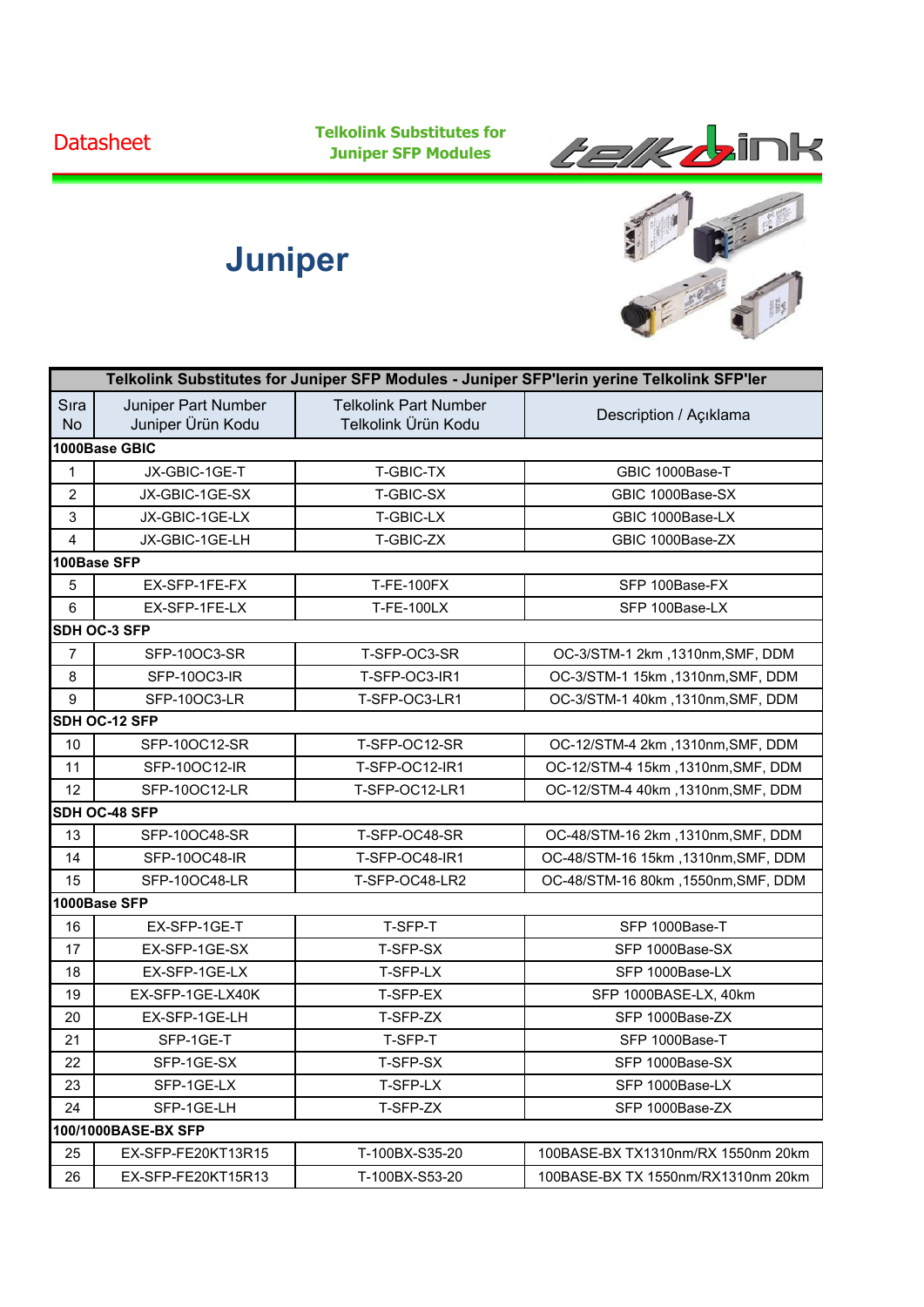Datasheet

**Telkolink Substitutes for Juniper SFP Modules**

# Juniper

| Telkolink Substitutes for Juniper SFP Modules - Juniper SFP'lerin yerine Telkolink SFP'ler | | | |
|---|---|---|---|
| Sıra No | Juniper Part Number Juniper Ürün Kodu | Telkolink Part Number Telkolink Ürün Kodu | Description / Açıklama |
| **1000Base GBIC** | | | |
| 1 | JX-GBIC-1GE-T | T-GBIC-TX | GBIC 1000Base-T |
| 2 | JX-GBIC-1GE-SX | T-GBIC-SX | GBIC 1000Base-SX |
| 3 | JX-GBIC-1GE-LX | T-GBIC-LX | GBIC 1000Base-LX |
| 4 | JX-GBIC-1GE-LH | T-GBIC-ZX | GBIC 1000Base-ZX |
| **100Base SFP** | | | |
| 5 | EX-SFP-1FE-FX | T-FE-100FX | SFP 100Base-FX |
| 6 | EX-SFP-1FE-LX | T-FE-100LX | SFP 100Base-LX |
| **SDH OC-3 SFP** | | | |
| 7 | SFP-1OOC3-SR | T-SFP-OC3-SR | OC-3/STM-1 2km ,1310nm,SMF, DDM |
| 8 | SFP-1OOC3-IR | T-SFP-OC3-IR1 | OC-3/STM-1 15km ,1310nm,SMF, DDM |
| 9 | SFP-1OOC3-LR | T-SFP-OC3-LR1 | OC-3/STM-1 40km ,1310nm,SMF, DDM |
| **SDH OC-12 SFP** | | | |
| 10 | SFP-1OOC12-SR | T-SFP-OC12-SR | OC-12/STM-4 2km ,1310nm,SMF, DDM |
| 11 | SFP-1OOC12-IR | T-SFP-OC12-IR1 | OC-12/STM-4 15km ,1310nm,SMF, DDM |
| 12 | SFP-1OOC12-LR | T-SFP-OC12-LR1 | OC-12/STM-4 40km ,1310nm,SMF, DDM |
| **SDH OC-48 SFP** | | | |
| 13 | SFP-1OOC48-SR | T-SFP-OC48-SR | OC-48/STM-16 2km ,1310nm,SMF, DDM |
| 14 | SFP-1OOC48-IR | T-SFP-OC48-IR1 | OC-48/STM-16 15km ,1310nm,SMF, DDM |
| 15 | SFP-1OOC48-LR | T-SFP-OC48-LR2 | OC-48/STM-16 80km ,1550nm,SMF, DDM |
| **1000Base SFP** | | | |
| 16 | EX-SFP-1GE-T | T-SFP-T | SFP 1000Base-T |
| 17 | EX-SFP-1GE-SX | T-SFP-SX | SFP 1000Base-SX |
| 18 | EX-SFP-1GE-LX | T-SFP-LX | SFP 1000Base-LX |
| 19 | EX-SFP-1GE-LX40K | T-SFP-EX | SFP 1000BASE-LX, 40km |
| 20 | EX-SFP-1GE-LH | T-SFP-ZX | SFP 1000Base-ZX |
| 21 | SFP-1GE-T | T-SFP-T | SFP 1000Base-T |
| 22 | SFP-1GE-SX | T-SFP-SX | SFP 1000Base-SX |
| 23 | SFP-1GE-LX | T-SFP-LX | SFP 1000Base-LX |
| 24 | SFP-1GE-LH | T-SFP-ZX | SFP 1000Base-ZX |
| **100/1000BASE-BX SFP** | | | |
| 25 | EX-SFP-FE20KT13R15 | T-100BX-S35-20 | 100BASE-BX TX1310nm/RX 1550nm 20km |
| 26 | EX-SFP-FE20KT15R13 | T-100BX-S53-20 | 100BASE-BX TX 1550nm/RX1310nm 20km |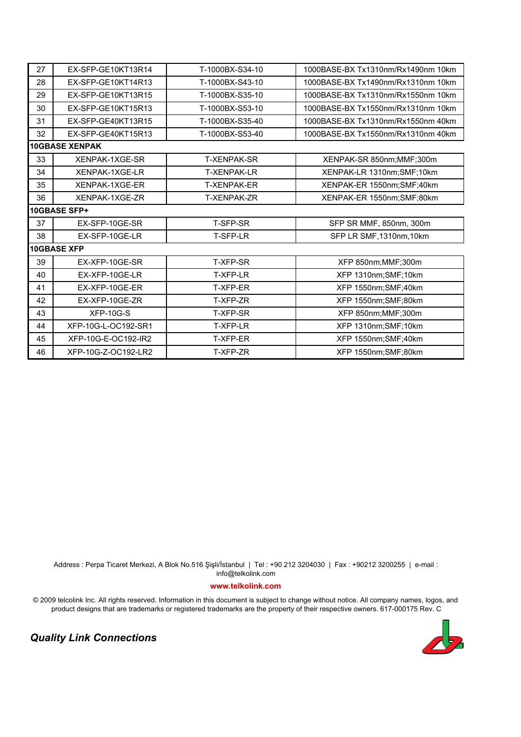| | | | |
|---|---|---|---|
| 27 | EX-SFP-GE10KT13R14 | T-1000BX-S34-10 | 1000BASE-BX Tx1310nm/Rx1490nm 10km |
| 28 | EX-SFP-GE10KT14R13 | T-1000BX-S43-10 | 1000BASE-BX Tx1490nm/Rx1310nm 10km |
| 29 | EX-SFP-GE10KT13R15 | T-1000BX-S35-10 | 1000BASE-BX Tx1310nm/Rx1550nm 10km |
| 30 | EX-SFP-GE10KT15R13 | T-1000BX-S53-10 | 1000BASE-BX Tx1550nm/Rx1310nm 10km |
| 31 | EX-SFP-GE40KT13R15 | T-1000BX-S35-40 | 1000BASE-BX Tx1310nm/Rx1550nm 40km |
| 32 | EX-SFP-GE40KT15R13 | T-1000BX-S53-40 | 1000BASE-BX Tx1550nm/Rx1310nm 40km |
| **10GBASE XENPAK** | | | |
| 33 | XENPAK-1XGE-SR | T-XENPAK-SR | XENPAK-SR 850nm;MMF;300m |
| 34 | XENPAK-1XGE-LR | T-XENPAK-LR | XENPAK-LR 1310nm;SMF;10km |
| 35 | XENPAK-1XGE-ER | T-XENPAK-ER | XENPAK-ER 1550nm;SMF;40km |
| 36 | XENPAK-1XGE-ZR | T-XENPAK-ZR | XENPAK-ER 1550nm;SMF;80km |
| **10GBASE SFP+** | | | |
| 37 | EX-SFP-10GE-SR | T-SFP-SR | SFP SR MMF, 850nm, 300m |
| 38 | EX-SFP-10GE-LR | T-SFP-LR | SFP LR SMF,1310nm,10km |
| **10GBASE XFP** | | | |
| 39 | EX-XFP-10GE-SR | T-XFP-SR | XFP 850nm;MMF;300m |
| 40 | EX-XFP-10GE-LR | T-XFP-LR | XFP 1310nm;SMF;10km |
| 41 | EX-XFP-10GE-ER | T-XFP-ER | XFP 1550nm;SMF;40km |
| 42 | EX-XFP-10GE-ZR | T-XFP-ZR | XFP 1550nm;SMF;80km |
| 43 | XFP-10G-S | T-XFP-SR | XFP 850nm;MMF;300m |
| 44 | XFP-10G-L-OC192-SR1 | T-XFP-LR | XFP 1310nm;SMF;10km |
| 45 | XFP-10G-E-OC192-IR2 | T-XFP-ER | XFP 1550nm;SMF;40km |
| 46 | XFP-10G-Z-OC192-LR2 | T-XFP-ZR | XFP 1550nm;SMF;80km |

Address : Perpa Ticaret Merkezi, A Blok No.516 Şişli/İstanbul | Tel : +90 212 3204030 | Fax : +90212 3200255 | e-mail : info@telkolink.com

**www.telkolink.com**

© 2009 telcolink Inc. All rights reserved. Information in this document is subject to change without notice. All company names, logos, and product designs that are trademarks or registered trademarks are the property of their respective owners. 617-000175 Rev. C

***Quality Link Connections***